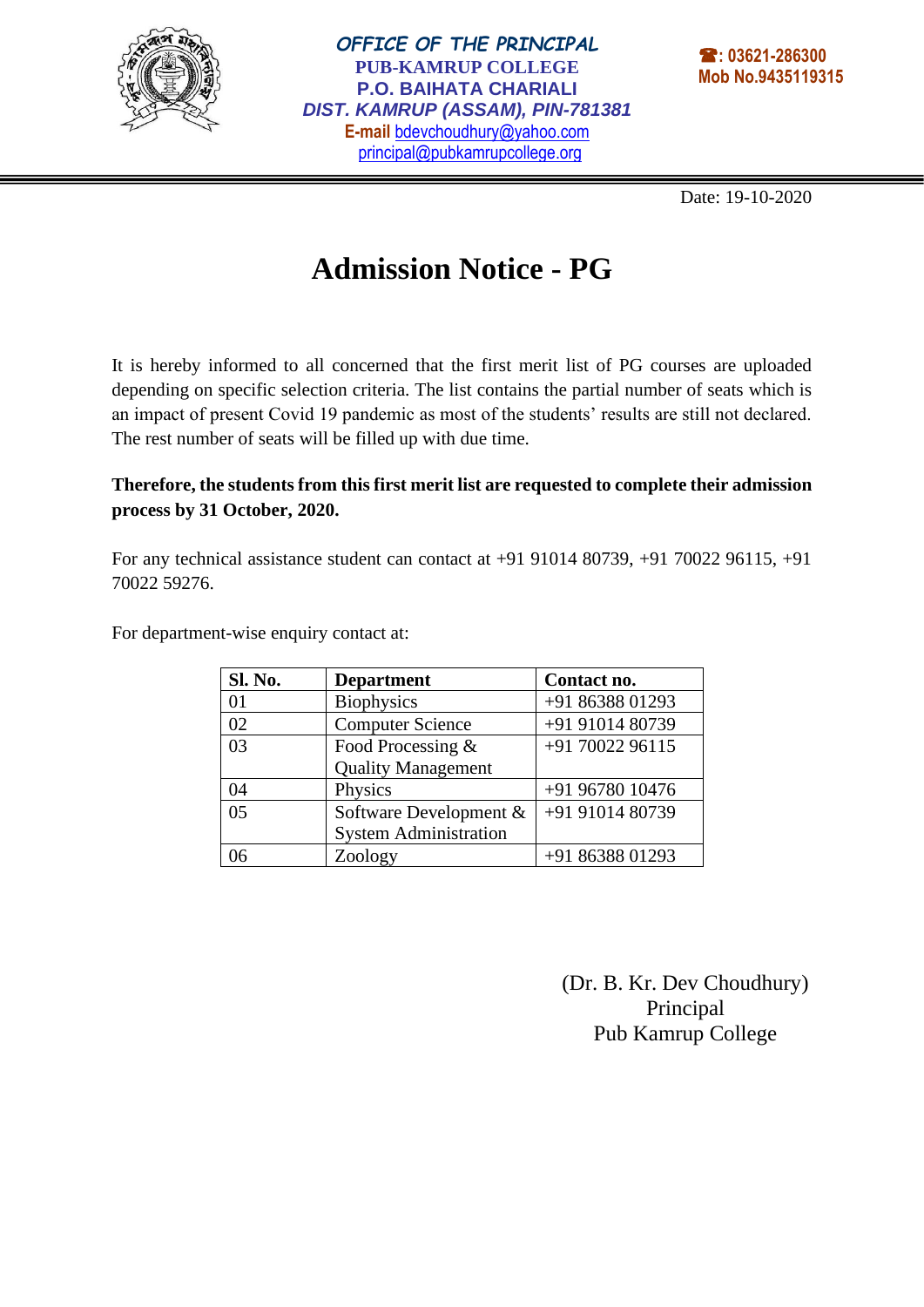*OFFICE OF THE PRINCIPAL*
**PUB-KAMRUP COLLEGE**
**P.O. BAIHATA CHARIALI**
***DIST. KAMRUP (ASSAM), PIN-781381***
**E-mail** bdevchoudhury@yahoo.com
principal@pubkamrupcollege.org

**☎: 03621-286300**
**Mob No.9435119315**

Date: 19-10-2020

# Admission Notice - PG

It is hereby informed to all concerned that the first merit list of PG courses are uploaded depending on specific selection criteria. The list contains the partial number of seats which is an impact of present Covid 19 pandemic as most of the students' results are still not declared. The rest number of seats will be filled up with due time.

**Therefore, the students from this first merit list are requested to complete their admission process by 31 October, 2020.**

For any technical assistance student can contact at +91 91014 80739, +91 70022 96115, +91 70022 59276.

For department-wise enquiry contact at:

| Sl. No. | Department | Contact no. |
|---|---|---|
| 01 | Biophysics | +91 86388 01293 |
| 02 | Computer Science | +91 91014 80739 |
| 03 | Food Processing & Quality Management | +91 70022 96115 |
| 04 | Physics | +91 96780 10476 |
| 05 | Software Development & System Administration | +91 91014 80739 |
| 06 | Zoology | +91 86388 01293 |

(Dr. B. Kr. Dev Choudhury)
Principal
Pub Kamrup College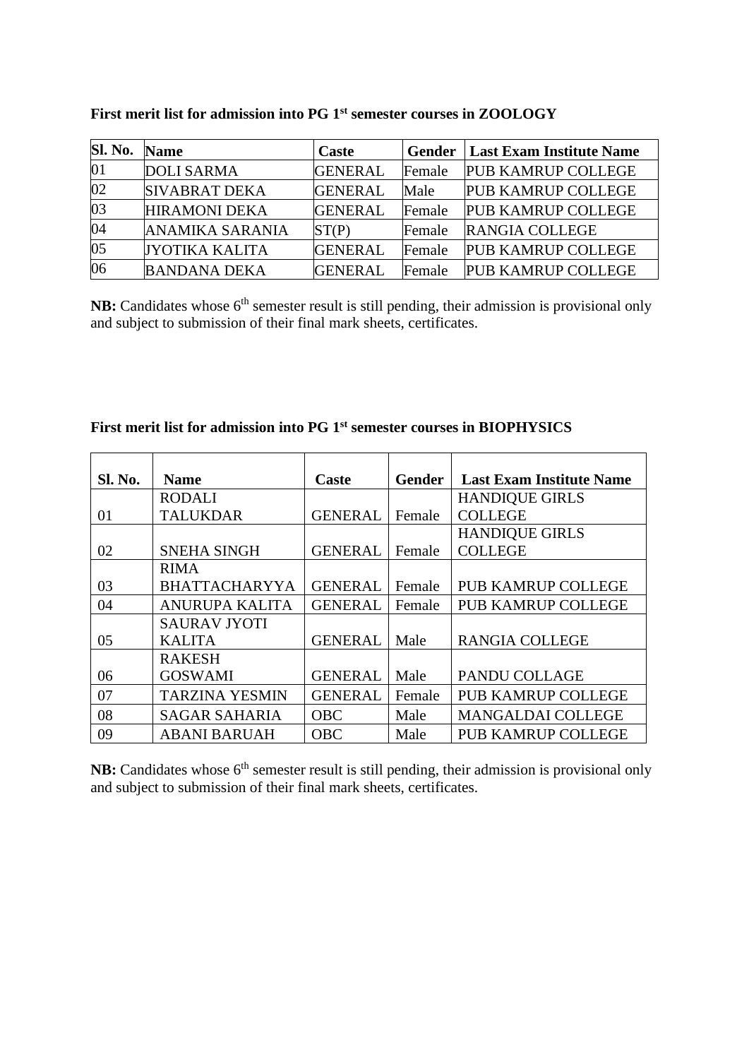**First merit list for admission into PG 1st semester courses in ZOOLOGY**

| Sl. No. | Name | Caste | Gender | Last Exam Institute Name |
|---|---|---|---|---|
| 01 | DOLI SARMA | GENERAL | Female | PUB KAMRUP COLLEGE |
| 02 | SIVABRAT DEKA | GENERAL | Male | PUB KAMRUP COLLEGE |
| 03 | HIRAMONI DEKA | GENERAL | Female | PUB KAMRUP COLLEGE |
| 04 | ANAMIKA SARANIA | ST(P) | Female | RANGIA COLLEGE |
| 05 | JYOTIKA KALITA | GENERAL | Female | PUB KAMRUP COLLEGE |
| 06 | BANDANA DEKA | GENERAL | Female | PUB KAMRUP COLLEGE |

**NB:** Candidates whose 6th semester result is still pending, their admission is provisional only and subject to submission of their final mark sheets, certificates.

**First merit list for admission into PG 1st semester courses in BIOPHYSICS**

| Sl. No. | Name | Caste | Gender | Last Exam Institute Name |
|---|---|---|---|---|
| 01 | RODALI TALUKDAR | GENERAL | Female | HANDIQUE GIRLS COLLEGE |
| 02 | SNEHA SINGH | GENERAL | Female | HANDIQUE GIRLS COLLEGE |
| 03 | RIMA BHATTACHARYYA | GENERAL | Female | PUB KAMRUP COLLEGE |
| 04 | ANURUPA KALITA | GENERAL | Female | PUB KAMRUP COLLEGE |
| 05 | SAURAV JYOTI KALITA | GENERAL | Male | RANGIA COLLEGE |
| 06 | RAKESH GOSWAMI | GENERAL | Male | PANDU COLLAGE |
| 07 | TARZINA YESMIN | GENERAL | Female | PUB KAMRUP COLLEGE |
| 08 | SAGAR SAHARIA | OBC | Male | MANGALDAI COLLEGE |
| 09 | ABANI BARUAH | OBC | Male | PUB KAMRUP COLLEGE |

**NB:** Candidates whose 6th semester result is still pending, their admission is provisional only and subject to submission of their final mark sheets, certificates.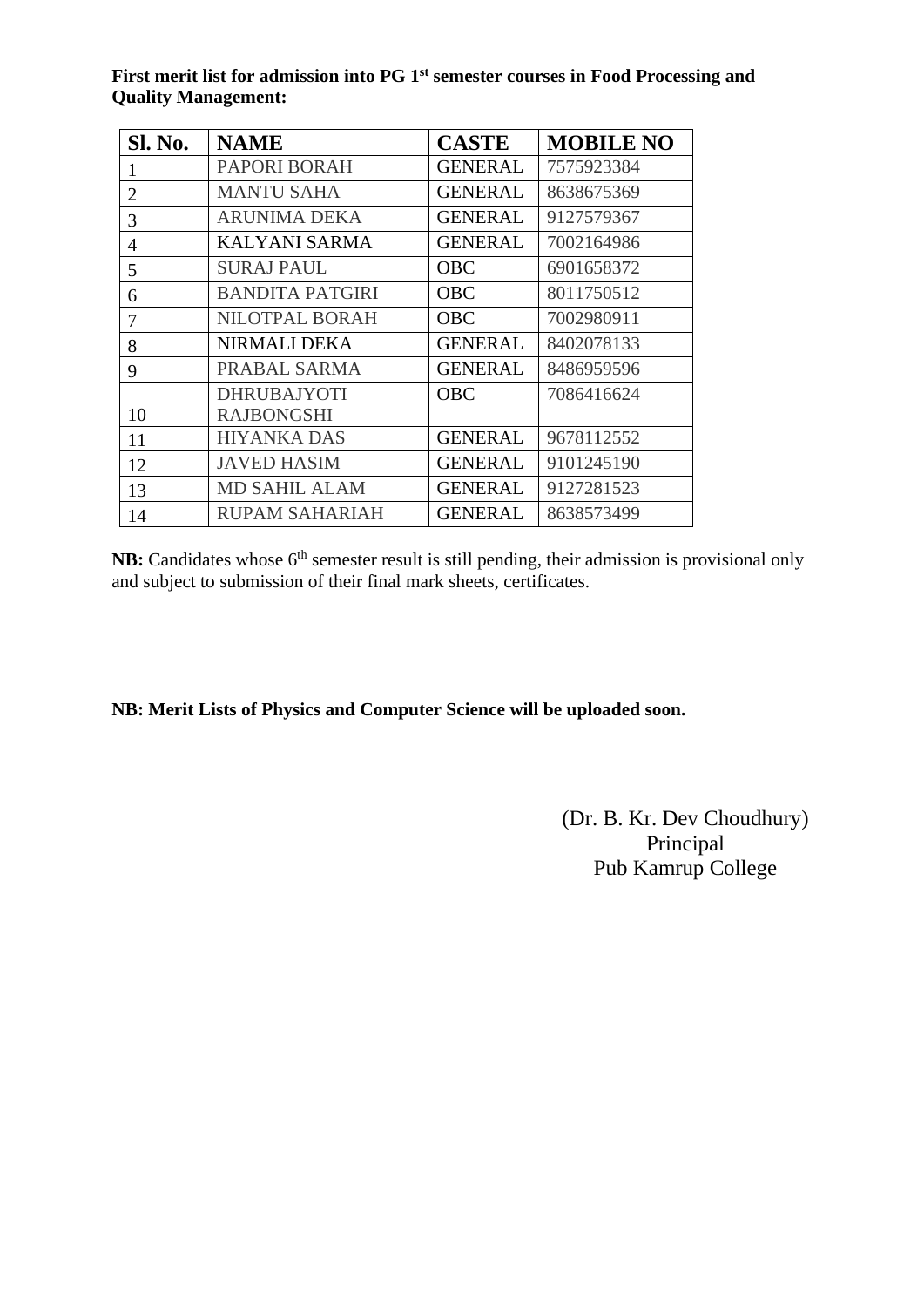**First merit list for admission into PG 1st semester courses in Food Processing and Quality Management:**

| Sl. No. | NAME | CASTE | MOBILE NO |
|---|---|---|---|
| 1 | PAPORI BORAH | GENERAL | 7575923384 |
| 2 | MANTU SAHA | GENERAL | 8638675369 |
| 3 | ARUNIMA DEKA | GENERAL | 9127579367 |
| 4 | KALYANI SARMA | GENERAL | 7002164986 |
| 5 | SURAJ PAUL | OBC | 6901658372 |
| 6 | BANDITA PATGIRI | OBC | 8011750512 |
| 7 | NILOTPAL BORAH | OBC | 7002980911 |
| 8 | NIRMALI DEKA | GENERAL | 8402078133 |
| 9 | PRABAL SARMA | GENERAL | 8486959596 |
| 10 | DHRUBAJYOTI RAJBONGSHI | OBC | 7086416624 |
| 11 | HIYANKA DAS | GENERAL | 9678112552 |
| 12 | JAVED HASIM | GENERAL | 9101245190 |
| 13 | MD SAHIL ALAM | GENERAL | 9127281523 |
| 14 | RUPAM SAHARIAH | GENERAL | 8638573499 |

**NB:** Candidates whose 6th semester result is still pending, their admission is provisional only and subject to submission of their final mark sheets, certificates.

**NB: Merit Lists of Physics and Computer Science will be uploaded soon.**

(Dr. B. Kr. Dev Choudhury)
Principal
Pub Kamrup College